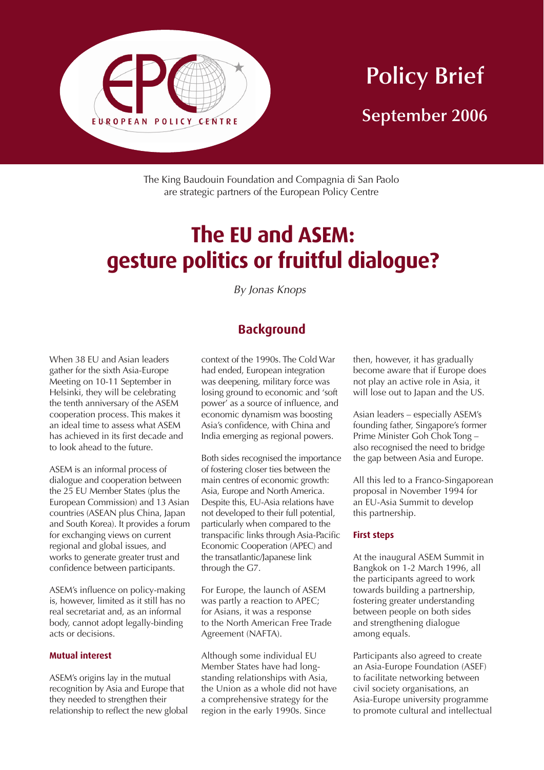EUROPEAN POLICY CENTRE

Policy Brief

September 2006

The King Baudouin Foundation and Compagnia di San Paolo are strategic partners of the European Policy Centre

# The EU and ASEM: gesture politics or fruitful dialogue?

*By Jonas Knops*

## Background

When 38 EU and Asian leaders gather for the sixth Asia-Europe Meeting on 10-11 September in Helsinki, they will be celebrating the tenth anniversary of the ASEM cooperation process. This makes it an ideal time to assess what ASEM has achieved in its first decade and to look ahead to the future.

ASEM is an informal process of dialogue and cooperation between the 25 EU Member States (plus the European Commission) and 13 Asian countries (ASEAN plus China, Japan and South Korea). It provides a forum for exchanging views on current regional and global issues, and works to generate greater trust and confidence between participants.

ASEM's influence on policy-making is, however, limited as it still has no real secretariat and, as an informal body, cannot adopt legally-binding acts or decisions.

### Mutual interest

ASEM's origins lay in the mutual recognition by Asia and Europe that they needed to strengthen their relationship to reflect the new global context of the 1990s. The Cold War had ended, European integration was deepening, military force was losing ground to economic and 'soft power' as a source of influence, and economic dynamism was boosting Asia's confidence, with China and India emerging as regional powers.

Both sides recognised the importance of fostering closer ties between the main centres of economic growth: Asia, Europe and North America. Despite this, EU-Asia relations have not developed to their full potential, particularly when compared to the transpacific links through Asia-Pacific Economic Cooperation (APEC) and the transatlantic/Japanese link through the G7.

For Europe, the launch of ASEM was partly a reaction to APEC; for Asians, it was a response to the North American Free Trade Agreement (NAFTA).

Although some individual EU Member States have had long-standing relationships with Asia, the Union as a whole did not have a comprehensive strategy for the region in the early 1990s. Since then, however, it has gradually become aware that if Europe does not play an active role in Asia, it will lose out to Japan and the US.

Asian leaders – especially ASEM's founding father, Singapore's former Prime Minister Goh Chok Tong – also recognised the need to bridge the gap between Asia and Europe.

All this led to a Franco-Singaporean proposal in November 1994 for an EU-Asia Summit to develop this partnership.

### First steps

At the inaugural ASEM Summit in Bangkok on 1-2 March 1996, all the participants agreed to work towards building a partnership, fostering greater understanding between people on both sides and strengthening dialogue among equals.

Participants also agreed to create an Asia-Europe Foundation (ASEF) to facilitate networking between civil society organisations, an Asia-Europe university programme to promote cultural and intellectual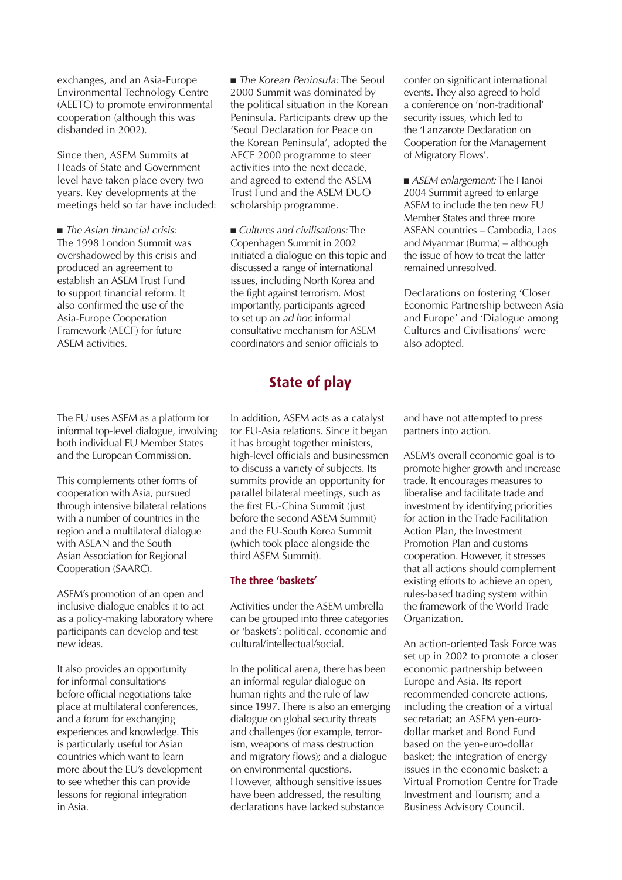exchanges, and an Asia-Europe Environmental Technology Centre (AEETC) to promote environmental cooperation (although this was disbanded in 2002).

Since then, ASEM Summits at Heads of State and Government level have taken place every two years. Key developments at the meetings held so far have included:

■ *The Asian financial crisis:* The 1998 London Summit was overshadowed by this crisis and produced an agreement to establish an ASEM Trust Fund to support financial reform. It also confirmed the use of the Asia-Europe Cooperation Framework (AECF) for future ASEM activities.

■ *The Korean Peninsula:* The Seoul 2000 Summit was dominated by the political situation in the Korean Peninsula. Participants drew up the 'Seoul Declaration for Peace on the Korean Peninsula', adopted the AECF 2000 programme to steer activities into the next decade, and agreed to extend the ASEM Trust Fund and the ASEM DUO scholarship programme.

■ *Cultures and civilisations:* The Copenhagen Summit in 2002 initiated a dialogue on this topic and discussed a range of international issues, including North Korea and the fight against terrorism. Most importantly, participants agreed to set up an *ad hoc* informal consultative mechanism for ASEM coordinators and senior officials to confer on significant international events. They also agreed to hold a conference on 'non-traditional' security issues, which led to the 'Lanzarote Declaration on Cooperation for the Management of Migratory Flows'.

■ *ASEM enlargement:* The Hanoi 2004 Summit agreed to enlarge ASEM to include the ten new EU Member States and three more ASEAN countries – Cambodia, Laos and Myanmar (Burma) – although the issue of how to treat the latter remained unresolved.

Declarations on fostering 'Closer Economic Partnership between Asia and Europe' and 'Dialogue among Cultures and Civilisations' were also adopted.

## State of play

The EU uses ASEM as a platform for informal top-level dialogue, involving both individual EU Member States and the European Commission.

This complements other forms of cooperation with Asia, pursued through intensive bilateral relations with a number of countries in the region and a multilateral dialogue with ASEAN and the South Asian Association for Regional Cooperation (SAARC).

ASEM's promotion of an open and inclusive dialogue enables it to act as a policy-making laboratory where participants can develop and test new ideas.

It also provides an opportunity for informal consultations before official negotiations take place at multilateral conferences, and a forum for exchanging experiences and knowledge. This is particularly useful for Asian countries which want to learn more about the EU's development to see whether this can provide lessons for regional integration in Asia.

In addition, ASEM acts as a catalyst for EU-Asia relations. Since it began it has brought together ministers, high-level officials and businessmen to discuss a variety of subjects. Its summits provide an opportunity for parallel bilateral meetings, such as the first EU-China Summit (just before the second ASEM Summit) and the EU-South Korea Summit (which took place alongside the third ASEM Summit).

### The three 'baskets'

Activities under the ASEM umbrella can be grouped into three categories or 'baskets': political, economic and cultural/intellectual/social.

In the political arena, there has been an informal regular dialogue on human rights and the rule of law since 1997. There is also an emerging dialogue on global security threats and challenges (for example, terrorism, weapons of mass destruction and migratory flows); and a dialogue on environmental questions. However, although sensitive issues have been addressed, the resulting declarations have lacked substance and have not attempted to press partners into action.

ASEM's overall economic goal is to promote higher growth and increase trade. It encourages measures to liberalise and facilitate trade and investment by identifying priorities for action in the Trade Facilitation Action Plan, the Investment Promotion Plan and customs cooperation. However, it stresses that all actions should complement existing efforts to achieve an open, rules-based trading system within the framework of the World Trade Organization.

An action-oriented Task Force was set up in 2002 to promote a closer economic partnership between Europe and Asia. Its report recommended concrete actions, including the creation of a virtual secretariat; an ASEM yen-euro-dollar market and Bond Fund based on the yen-euro-dollar basket; the integration of energy issues in the economic basket; a Virtual Promotion Centre for Trade Investment and Tourism; and a Business Advisory Council.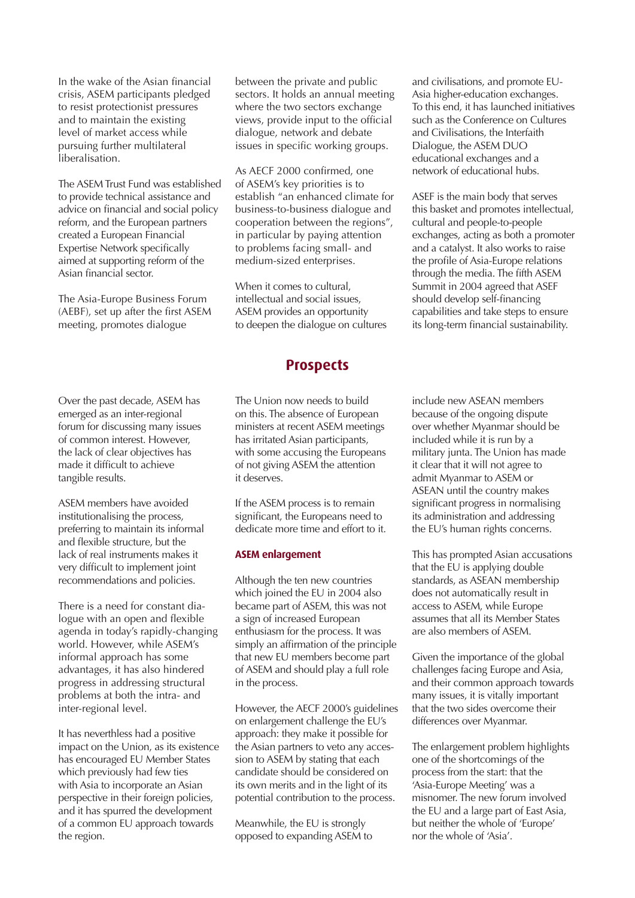In the wake of the Asian financial crisis, ASEM participants pledged to resist protectionist pressures and to maintain the existing level of market access while pursuing further multilateral liberalisation.

The ASEM Trust Fund was established to provide technical assistance and advice on financial and social policy reform, and the European partners created a European Financial Expertise Network specifically aimed at supporting reform of the Asian financial sector.

The Asia-Europe Business Forum (AEBF), set up after the first ASEM meeting, promotes dialogue between the private and public sectors. It holds an annual meeting where the two sectors exchange views, provide input to the official dialogue, network and debate issues in specific working groups.

As AECF 2000 confirmed, one of ASEM's key priorities is to establish "an enhanced climate for business-to-business dialogue and cooperation between the regions", in particular by paying attention to problems facing small- and medium-sized enterprises.

When it comes to cultural, intellectual and social issues, ASEM provides an opportunity to deepen the dialogue on cultures and civilisations, and promote EU-Asia higher-education exchanges. To this end, it has launched initiatives such as the Conference on Cultures and Civilisations, the Interfaith Dialogue, the ASEM DUO educational exchanges and a network of educational hubs.

ASEF is the main body that serves this basket and promotes intellectual, cultural and people-to-people exchanges, acting as both a promoter and a catalyst. It also works to raise the profile of Asia-Europe relations through the media. The fifth ASEM Summit in 2004 agreed that ASEF should develop self-financing capabilities and take steps to ensure its long-term financial sustainability.

## Prospects

Over the past decade, ASEM has emerged as an inter-regional forum for discussing many issues of common interest. However, the lack of clear objectives has made it difficult to achieve tangible results.

ASEM members have avoided institutionalising the process, preferring to maintain its informal and flexible structure, but the lack of real instruments makes it very difficult to implement joint recommendations and policies.

There is a need for constant dialogue with an open and flexible agenda in today's rapidly-changing world. However, while ASEM's informal approach has some advantages, it has also hindered progress in addressing structural problems at both the intra- and inter-regional level.

It has nevertheless had a positive impact on the Union, as its existence has encouraged EU Member States which previously had few ties with Asia to incorporate an Asian perspective in their foreign policies, and it has spurred the development of a common EU approach towards the region.

The Union now needs to build on this. The absence of European ministers at recent ASEM meetings has irritated Asian participants, with some accusing the Europeans of not giving ASEM the attention it deserves.

If the ASEM process is to remain significant, the Europeans need to dedicate more time and effort to it.

### ASEM enlargement

Although the ten new countries which joined the EU in 2004 also became part of ASEM, this was not a sign of increased European enthusiasm for the process. It was simply an affirmation of the principle that new EU members become part of ASEM and should play a full role in the process.

However, the AECF 2000's guidelines on enlargement challenge the EU's approach: they make it possible for the Asian partners to veto any accession to ASEM by stating that each candidate should be considered on its own merits and in the light of its potential contribution to the process.

Meanwhile, the EU is strongly opposed to expanding ASEM to include new ASEAN members because of the ongoing dispute over whether Myanmar should be included while it is run by a military junta. The Union has made it clear that it will not agree to admit Myanmar to ASEM or ASEAN until the country makes significant progress in normalising its administration and addressing the EU's human rights concerns.

This has prompted Asian accusations that the EU is applying double standards, as ASEAN membership does not automatically result in access to ASEM, while Europe assumes that all its Member States are also members of ASEM.

Given the importance of the global challenges facing Europe and Asia, and their common approach towards many issues, it is vitally important that the two sides overcome their differences over Myanmar.

The enlargement problem highlights one of the shortcomings of the process from the start: that the 'Asia-Europe Meeting' was a misnomer. The new forum involved the EU and a large part of East Asia, but neither the whole of 'Europe' nor the whole of 'Asia'.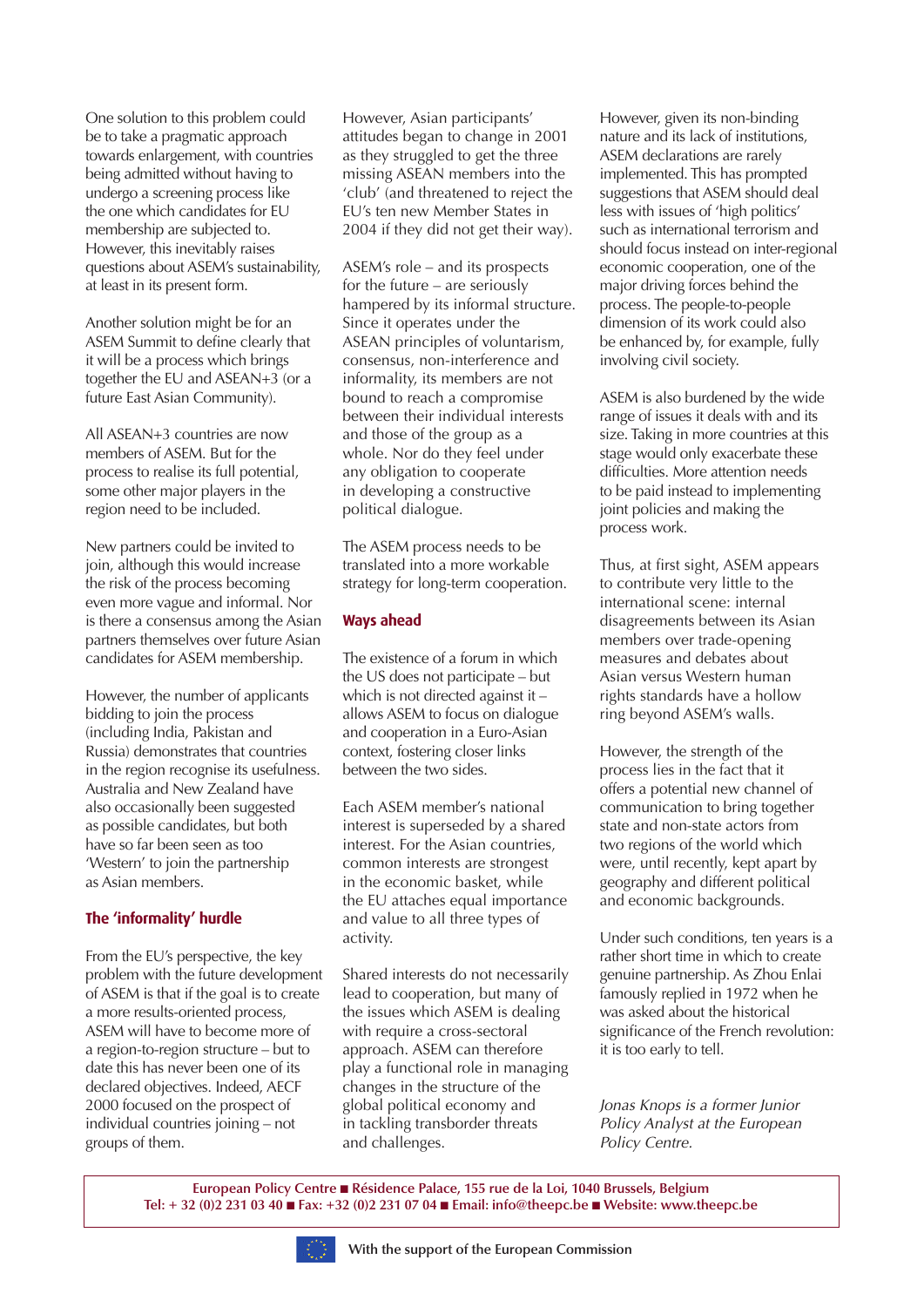One solution to this problem could be to take a pragmatic approach towards enlargement, with countries being admitted without having to undergo a screening process like the one which candidates for EU membership are subjected to. However, this inevitably raises questions about ASEM's sustainability, at least in its present form.

Another solution might be for an ASEM Summit to define clearly that it will be a process which brings together the EU and ASEAN+3 (or a future East Asian Community).

All ASEAN+3 countries are now members of ASEM. But for the process to realise its full potential, some other major players in the region need to be included.

New partners could be invited to join, although this would increase the risk of the process becoming even more vague and informal. Nor is there a consensus among the Asian partners themselves over future Asian candidates for ASEM membership.

However, the number of applicants bidding to join the process (including India, Pakistan and Russia) demonstrates that countries in the region recognise its usefulness. Australia and New Zealand have also occasionally been suggested as possible candidates, but both have so far been seen as too 'Western' to join the partnership as Asian members.

## The 'informality' hurdle

From the EU's perspective, the key problem with the future development of ASEM is that if the goal is to create a more results-oriented process, ASEM will have to become more of a region-to-region structure – but to date this has never been one of its declared objectives. Indeed, AECF 2000 focused on the prospect of individual countries joining – not groups of them.

However, Asian participants' attitudes began to change in 2001 as they struggled to get the three missing ASEAN members into the 'club' (and threatened to reject the EU's ten new Member States in 2004 if they did not get their way).

ASEM's role – and its prospects for the future – are seriously hampered by its informal structure. Since it operates under the ASEAN principles of voluntarism, consensus, non-interference and informality, its members are not bound to reach a compromise between their individual interests and those of the group as a whole. Nor do they feel under any obligation to cooperate in developing a constructive political dialogue.

The ASEM process needs to be translated into a more workable strategy for long-term cooperation.

## Ways ahead

The existence of a forum in which the US does not participate – but which is not directed against it – allows ASEM to focus on dialogue and cooperation in a Euro-Asian context, fostering closer links between the two sides.

Each ASEM member's national interest is superseded by a shared interest. For the Asian countries, common interests are strongest in the economic basket, while the EU attaches equal importance and value to all three types of activity.

Shared interests do not necessarily lead to cooperation, but many of the issues which ASEM is dealing with require a cross-sectoral approach. ASEM can therefore play a functional role in managing changes in the structure of the global political economy and in tackling transborder threats and challenges.

However, given its non-binding nature and its lack of institutions, ASEM declarations are rarely implemented. This has prompted suggestions that ASEM should deal less with issues of 'high politics' such as international terrorism and should focus instead on inter-regional economic cooperation, one of the major driving forces behind the process. The people-to-people dimension of its work could also be enhanced by, for example, fully involving civil society.

ASEM is also burdened by the wide range of issues it deals with and its size. Taking in more countries at this stage would only exacerbate these difficulties. More attention needs to be paid instead to implementing joint policies and making the process work.

Thus, at first sight, ASEM appears to contribute very little to the international scene: internal disagreements between its Asian members over trade-opening measures and debates about Asian versus Western human rights standards have a hollow ring beyond ASEM's walls.

However, the strength of the process lies in the fact that it offers a potential new channel of communication to bring together state and non-state actors from two regions of the world which were, until recently, kept apart by geography and different political and economic backgrounds.

Under such conditions, ten years is a rather short time in which to create genuine partnership. As Zhou Enlai famously replied in 1972 when he was asked about the historical significance of the French revolution: it is too early to tell.

*Jonas Knops is a former Junior Policy Analyst at the European Policy Centre.*

**European Policy Centre ■ Résidence Palace, 155 rue de la Loi, 1040 Brussels, Belgium**
**Tel: + 32 (0)2 231 03 40 ■ Fax: +32 (0)2 231 07 04 ■ Email: info@theepc.be ■ Website: www.theepc.be**

With the support of the European Commission